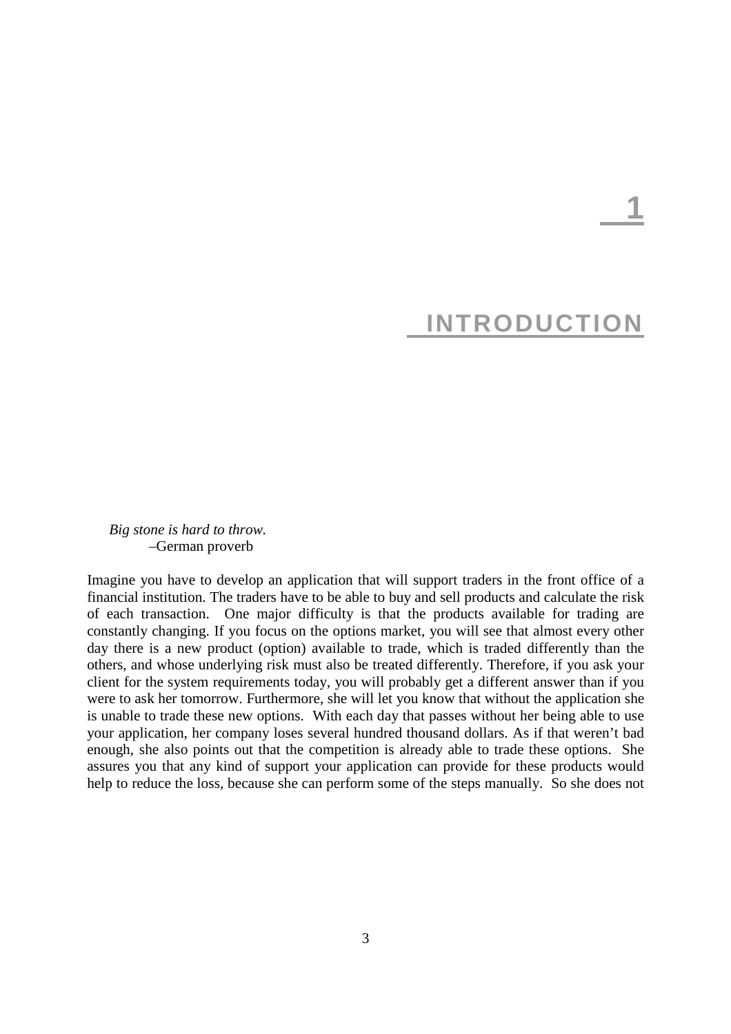# 1

# INTRODUCTION

*Big stone is hard to throw.*
–German proverb

Imagine you have to develop an application that will support traders in the front office of a financial institution. The traders have to be able to buy and sell products and calculate the risk of each transaction. One major difficulty is that the products available for trading are constantly changing. If you focus on the options market, you will see that almost every other day there is a new product (option) available to trade, which is traded differently than the others, and whose underlying risk must also be treated differently. Therefore, if you ask your client for the system requirements today, you will probably get a different answer than if you were to ask her tomorrow. Furthermore, she will let you know that without the application she is unable to trade these new options. With each day that passes without her being able to use your application, her company loses several hundred thousand dollars. As if that weren't bad enough, she also points out that the competition is already able to trade these options. She assures you that any kind of support your application can provide for these products would help to reduce the loss, because she can perform some of the steps manually. So she does not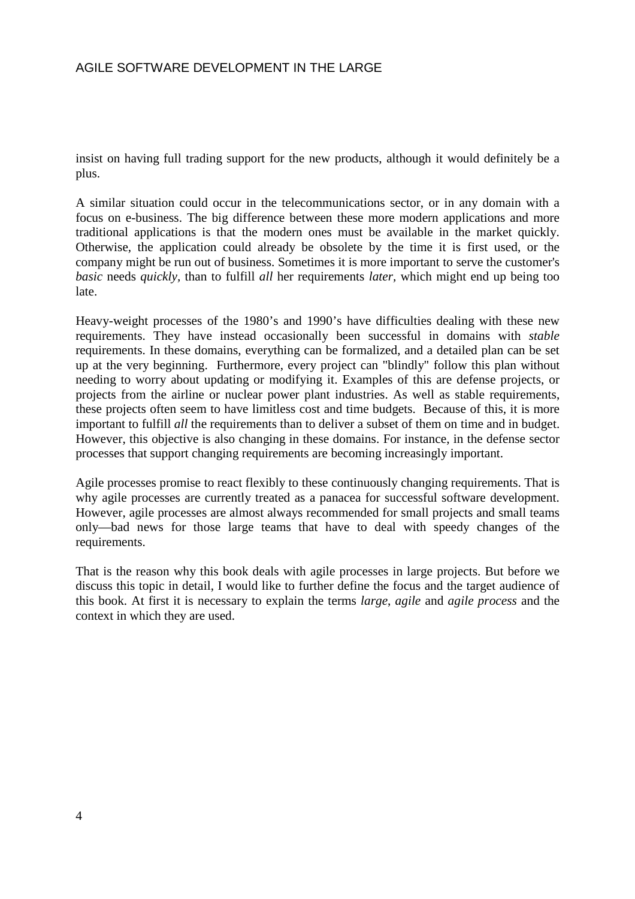insist on having full trading support for the new products, although it would definitely be a plus.

A similar situation could occur in the telecommunications sector, or in any domain with a focus on e-business. The big difference between these more modern applications and more traditional applications is that the modern ones must be available in the market quickly. Otherwise, the application could already be obsolete by the time it is first used, or the company might be run out of business. Sometimes it is more important to serve the customer's *basic* needs *quickly,* than to fulfill *all* her requirements *later,* which might end up being too late.

Heavy-weight processes of the 1980's and 1990's have difficulties dealing with these new requirements. They have instead occasionally been successful in domains with *stable* requirements. In these domains, everything can be formalized, and a detailed plan can be set up at the very beginning. Furthermore, every project can "blindly" follow this plan without needing to worry about updating or modifying it. Examples of this are defense projects, or projects from the airline or nuclear power plant industries. As well as stable requirements, these projects often seem to have limitless cost and time budgets. Because of this, it is more important to fulfill *all* the requirements than to deliver a subset of them on time and in budget. However, this objective is also changing in these domains. For instance, in the defense sector processes that support changing requirements are becoming increasingly important.

Agile processes promise to react flexibly to these continuously changing requirements. That is why agile processes are currently treated as a panacea for successful software development. However, agile processes are almost always recommended for small projects and small teams only—bad news for those large teams that have to deal with speedy changes of the requirements.

That is the reason why this book deals with agile processes in large projects. But before we discuss this topic in detail, I would like to further define the focus and the target audience of this book. At first it is necessary to explain the terms *large*, *agile* and *agile process* and the context in which they are used.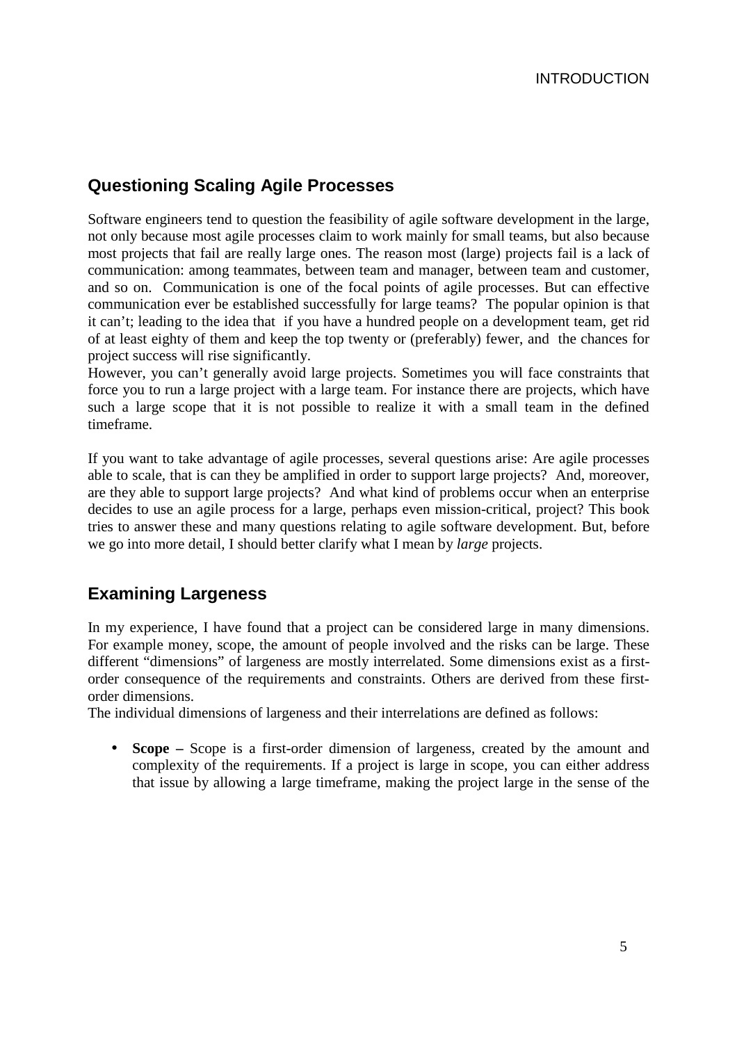## Questioning Scaling Agile Processes

Software engineers tend to question the feasibility of agile software development in the large, not only because most agile processes claim to work mainly for small teams, but also because most projects that fail are really large ones. The reason most (large) projects fail is a lack of communication: among teammates, between team and manager, between team and customer, and so on. Communication is one of the focal points of agile processes. But can effective communication ever be established successfully for large teams? The popular opinion is that it can't; leading to the idea that if you have a hundred people on a development team, get rid of at least eighty of them and keep the top twenty or (preferably) fewer, and the chances for project success will rise significantly.

However, you can't generally avoid large projects. Sometimes you will face constraints that force you to run a large project with a large team. For instance there are projects, which have such a large scope that it is not possible to realize it with a small team in the defined timeframe.

If you want to take advantage of agile processes, several questions arise: Are agile processes able to scale, that is can they be amplified in order to support large projects? And, moreover, are they able to support large projects? And what kind of problems occur when an enterprise decides to use an agile process for a large, perhaps even mission-critical, project? This book tries to answer these and many questions relating to agile software development. But, before we go into more detail, I should better clarify what I mean by *large* projects.

## Examining Largeness

In my experience, I have found that a project can be considered large in many dimensions. For example money, scope, the amount of people involved and the risks can be large. These different "dimensions" of largeness are mostly interrelated. Some dimensions exist as a first-order consequence of the requirements and constraints. Others are derived from these first-order dimensions.

The individual dimensions of largeness and their interrelations are defined as follows:

- **Scope –** Scope is a first-order dimension of largeness, created by the amount and complexity of the requirements. If a project is large in scope, you can either address that issue by allowing a large timeframe, making the project large in the sense of the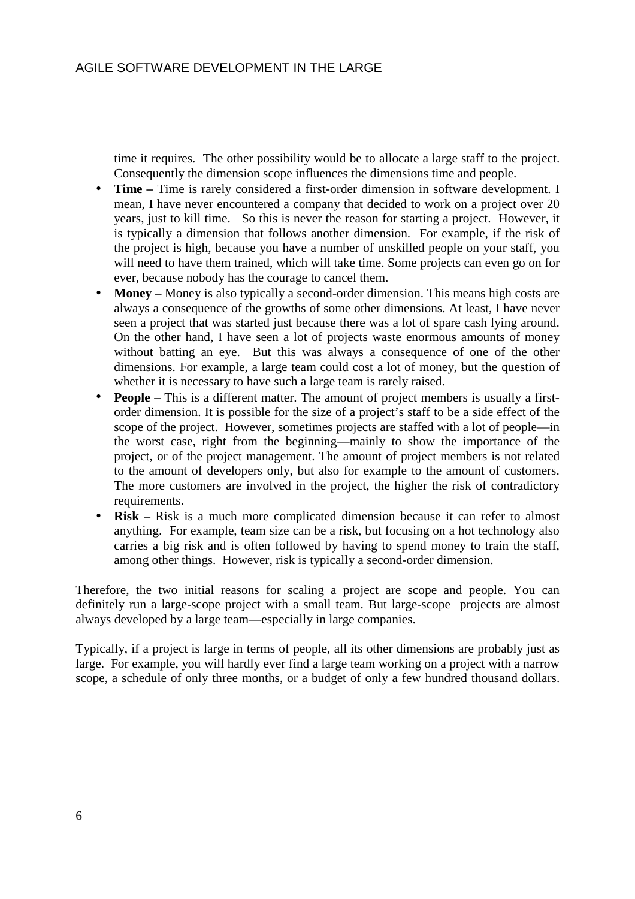time it requires. The other possibility would be to allocate a large staff to the project. Consequently the dimension scope influences the dimensions time and people.

- **Time –** Time is rarely considered a first-order dimension in software development. I mean, I have never encountered a company that decided to work on a project over 20 years, just to kill time. So this is never the reason for starting a project. However, it is typically a dimension that follows another dimension. For example, if the risk of the project is high, because you have a number of unskilled people on your staff, you will need to have them trained, which will take time. Some projects can even go on for ever, because nobody has the courage to cancel them.
- **Money –** Money is also typically a second-order dimension. This means high costs are always a consequence of the growths of some other dimensions. At least, I have never seen a project that was started just because there was a lot of spare cash lying around. On the other hand, I have seen a lot of projects waste enormous amounts of money without batting an eye. But this was always a consequence of one of the other dimensions. For example, a large team could cost a lot of money, but the question of whether it is necessary to have such a large team is rarely raised.
- **People –** This is a different matter. The amount of project members is usually a first-order dimension. It is possible for the size of a project's staff to be a side effect of the scope of the project. However, sometimes projects are staffed with a lot of people—in the worst case, right from the beginning—mainly to show the importance of the project, or of the project management. The amount of project members is not related to the amount of developers only, but also for example to the amount of customers. The more customers are involved in the project, the higher the risk of contradictory requirements.
- **Risk –** Risk is a much more complicated dimension because it can refer to almost anything. For example, team size can be a risk, but focusing on a hot technology also carries a big risk and is often followed by having to spend money to train the staff, among other things. However, risk is typically a second-order dimension.

Therefore, the two initial reasons for scaling a project are scope and people. You can definitely run a large-scope project with a small team. But large-scope projects are almost always developed by a large team—especially in large companies.

Typically, if a project is large in terms of people, all its other dimensions are probably just as large. For example, you will hardly ever find a large team working on a project with a narrow scope, a schedule of only three months, or a budget of only a few hundred thousand dollars.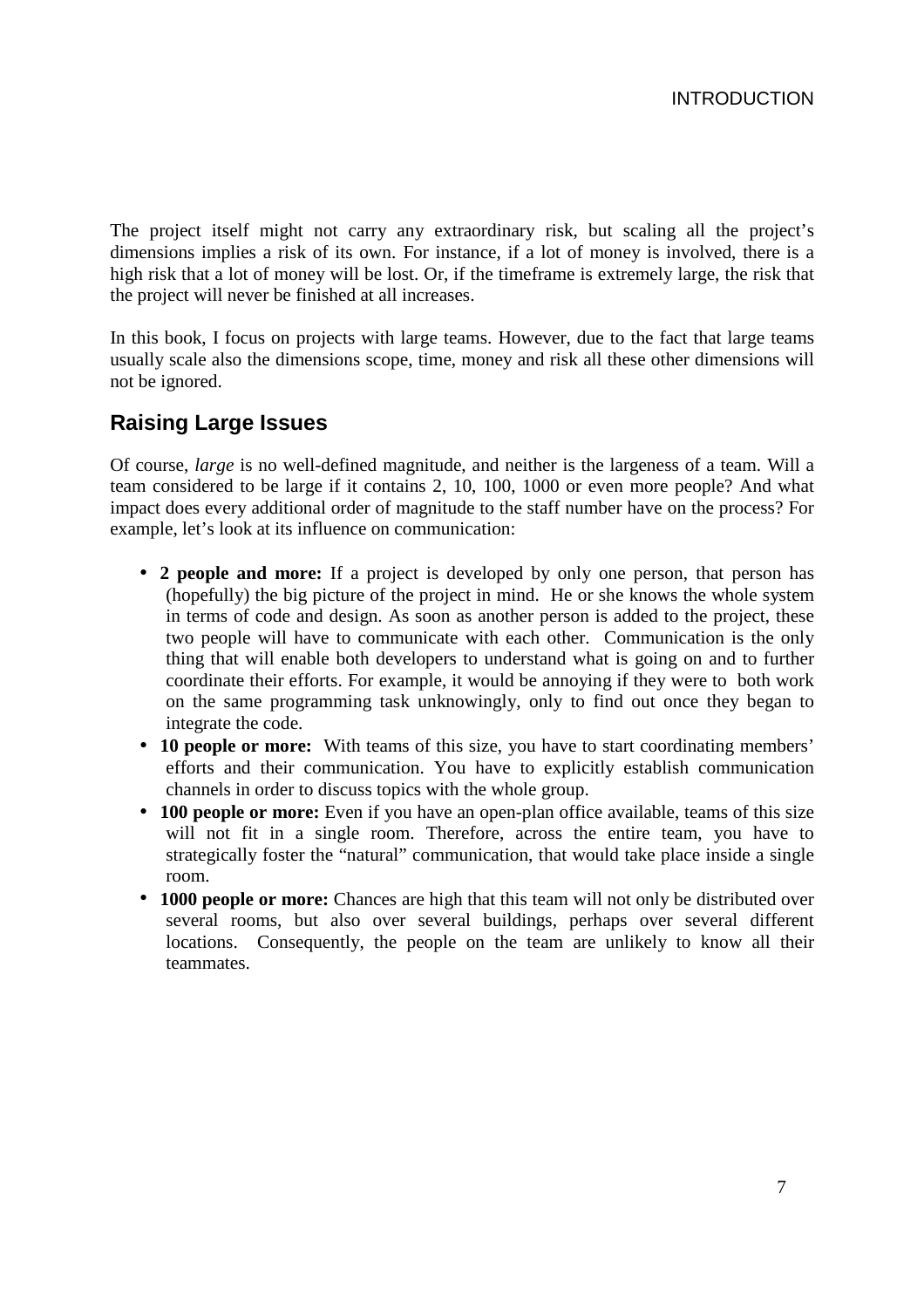The project itself might not carry any extraordinary risk, but scaling all the project's dimensions implies a risk of its own. For instance, if a lot of money is involved, there is a high risk that a lot of money will be lost. Or, if the timeframe is extremely large, the risk that the project will never be finished at all increases.

In this book, I focus on projects with large teams. However, due to the fact that large teams usually scale also the dimensions scope, time, money and risk all these other dimensions will not be ignored.

## Raising Large Issues

Of course, *large* is no well-defined magnitude, and neither is the largeness of a team. Will a team considered to be large if it contains 2, 10, 100, 1000 or even more people? And what impact does every additional order of magnitude to the staff number have on the process? For example, let's look at its influence on communication:

- **2 people and more:** If a project is developed by only one person, that person has (hopefully) the big picture of the project in mind. He or she knows the whole system in terms of code and design. As soon as another person is added to the project, these two people will have to communicate with each other. Communication is the only thing that will enable both developers to understand what is going on and to further coordinate their efforts. For example, it would be annoying if they were to both work on the same programming task unknowingly, only to find out once they began to integrate the code.
- **10 people or more:** With teams of this size, you have to start coordinating members' efforts and their communication. You have to explicitly establish communication channels in order to discuss topics with the whole group.
- **100 people or more:** Even if you have an open-plan office available, teams of this size will not fit in a single room. Therefore, across the entire team, you have to strategically foster the "natural" communication, that would take place inside a single room.
- **1000 people or more:** Chances are high that this team will not only be distributed over several rooms, but also over several buildings, perhaps over several different locations. Consequently, the people on the team are unlikely to know all their teammates.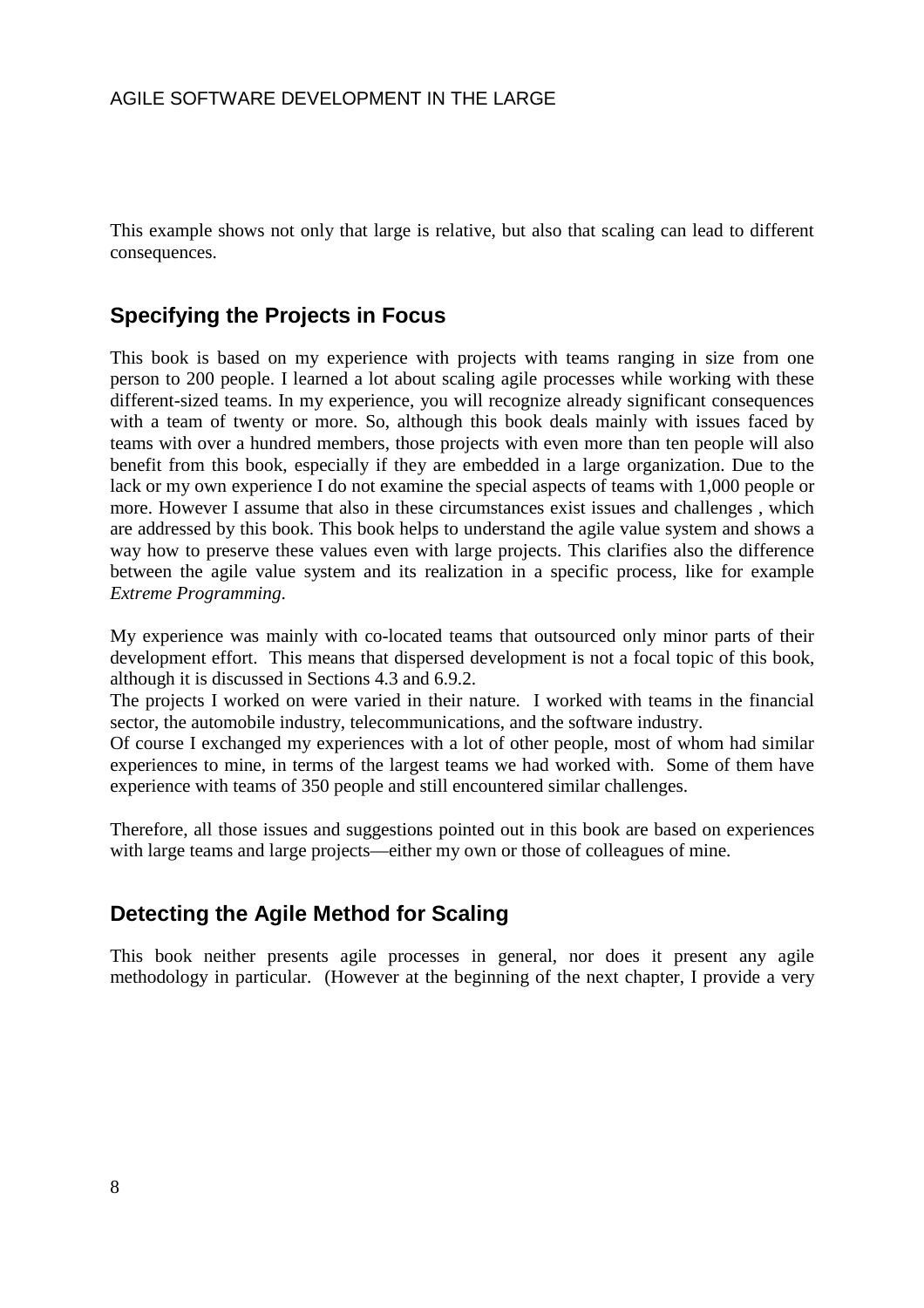This example shows not only that large is relative, but also that scaling can lead to different consequences.

## Specifying the Projects in Focus

This book is based on my experience with projects with teams ranging in size from one person to 200 people. I learned a lot about scaling agile processes while working with these different-sized teams. In my experience, you will recognize already significant consequences with a team of twenty or more. So, although this book deals mainly with issues faced by teams with over a hundred members, those projects with even more than ten people will also benefit from this book, especially if they are embedded in a large organization. Due to the lack or my own experience I do not examine the special aspects of teams with 1,000 people or more. However I assume that also in these circumstances exist issues and challenges , which are addressed by this book. This book helps to understand the agile value system and shows a way how to preserve these values even with large projects. This clarifies also the difference between the agile value system and its realization in a specific process, like for example *Extreme Programming*.

My experience was mainly with co-located teams that outsourced only minor parts of their development effort. This means that dispersed development is not a focal topic of this book, although it is discussed in Sections 4.3 and 6.9.2.

The projects I worked on were varied in their nature. I worked with teams in the financial sector, the automobile industry, telecommunications, and the software industry.

Of course I exchanged my experiences with a lot of other people, most of whom had similar experiences to mine, in terms of the largest teams we had worked with. Some of them have experience with teams of 350 people and still encountered similar challenges.

Therefore, all those issues and suggestions pointed out in this book are based on experiences with large teams and large projects—either my own or those of colleagues of mine.

## Detecting the Agile Method for Scaling

This book neither presents agile processes in general, nor does it present any agile methodology in particular. (However at the beginning of the next chapter, I provide a very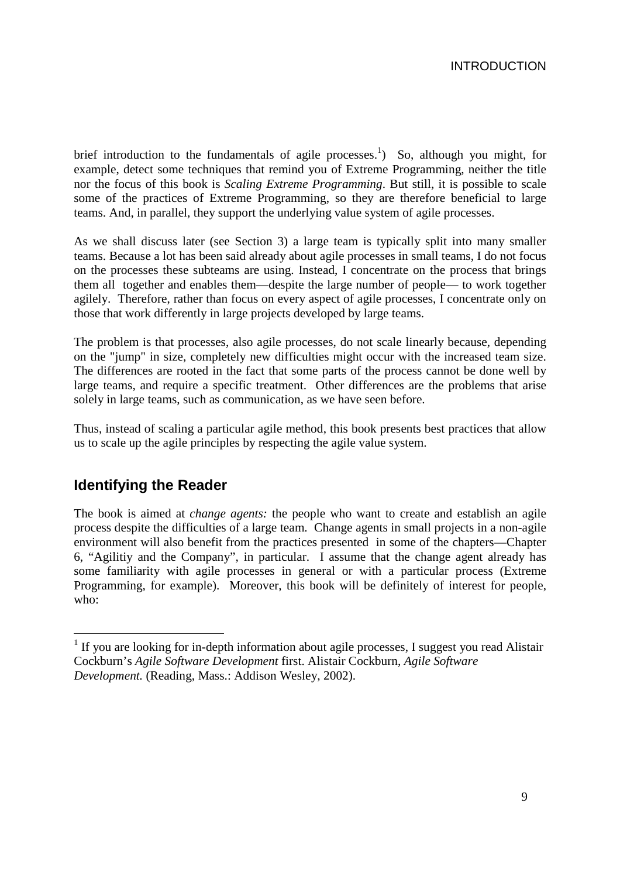brief introduction to the fundamentals of agile processes.[1]) So, although you might, for example, detect some techniques that remind you of Extreme Programming, neither the title nor the focus of this book is *Scaling Extreme Programming*. But still, it is possible to scale some of the practices of Extreme Programming, so they are therefore beneficial to large teams. And, in parallel, they support the underlying value system of agile processes.

As we shall discuss later (see Section 3) a large team is typically split into many smaller teams. Because a lot has been said already about agile processes in small teams, I do not focus on the processes these subteams are using. Instead, I concentrate on the process that brings them all together and enables them—despite the large number of people— to work together agilely. Therefore, rather than focus on every aspect of agile processes, I concentrate only on those that work differently in large projects developed by large teams.

The problem is that processes, also agile processes, do not scale linearly because, depending on the "jump" in size, completely new difficulties might occur with the increased team size. The differences are rooted in the fact that some parts of the process cannot be done well by large teams, and require a specific treatment. Other differences are the problems that arise solely in large teams, such as communication, as we have seen before.

Thus, instead of scaling a particular agile method, this book presents best practices that allow us to scale up the agile principles by respecting the agile value system.

## Identifying the Reader

The book is aimed at *change agents:* the people who want to create and establish an agile process despite the difficulties of a large team. Change agents in small projects in a non-agile environment will also benefit from the practices presented in some of the chapters—Chapter 6, "Agilitiy and the Company", in particular. I assume that the change agent already has some familiarity with agile processes in general or with a particular process (Extreme Programming, for example). Moreover, this book will be definitely of interest for people, who:

---

[1] If you are looking for in-depth information about agile processes, I suggest you read Alistair Cockburn's *Agile Software Development* first. Alistair Cockburn, *Agile Software Development.* (Reading, Mass.: Addison Wesley, 2002).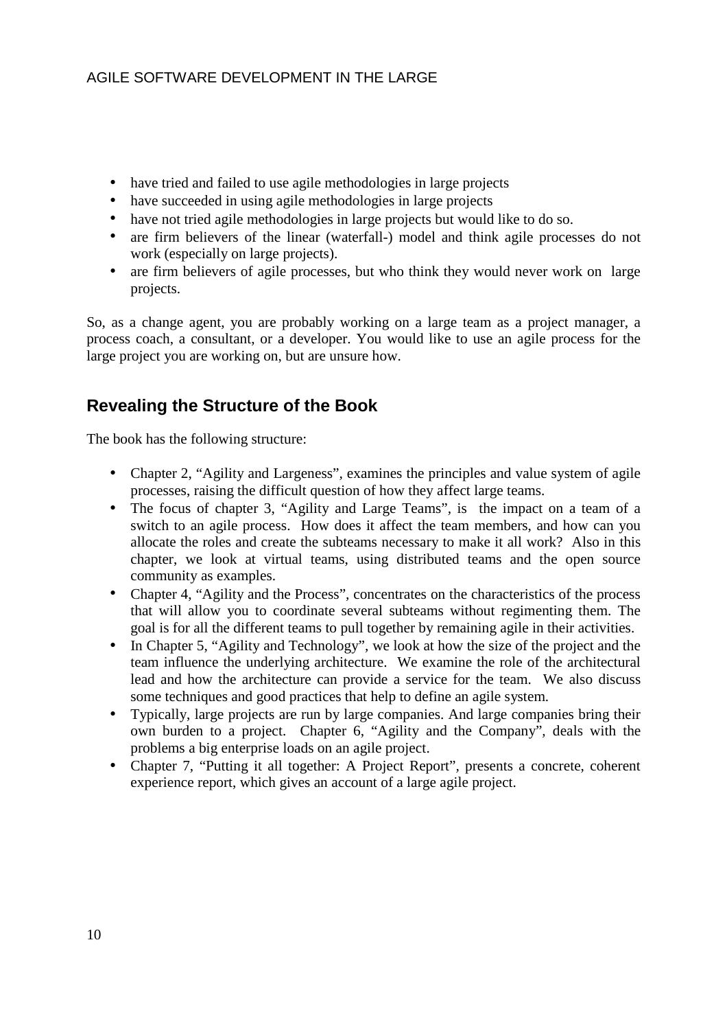- have tried and failed to use agile methodologies in large projects
- have succeeded in using agile methodologies in large projects
- have not tried agile methodologies in large projects but would like to do so.
- are firm believers of the linear (waterfall-) model and think agile processes do not work (especially on large projects).
- are firm believers of agile processes, but who think they would never work on large projects.

So, as a change agent, you are probably working on a large team as a project manager, a process coach, a consultant, or a developer. You would like to use an agile process for the large project you are working on, but are unsure how.

## Revealing the Structure of the Book

The book has the following structure:

- Chapter 2, "Agility and Largeness", examines the principles and value system of agile processes, raising the difficult question of how they affect large teams.
- The focus of chapter 3, "Agility and Large Teams", is the impact on a team of a switch to an agile process. How does it affect the team members, and how can you allocate the roles and create the subteams necessary to make it all work? Also in this chapter, we look at virtual teams, using distributed teams and the open source community as examples.
- Chapter 4, "Agility and the Process", concentrates on the characteristics of the process that will allow you to coordinate several subteams without regimenting them. The goal is for all the different teams to pull together by remaining agile in their activities.
- In Chapter 5, "Agility and Technology", we look at how the size of the project and the team influence the underlying architecture. We examine the role of the architectural lead and how the architecture can provide a service for the team. We also discuss some techniques and good practices that help to define an agile system.
- Typically, large projects are run by large companies. And large companies bring their own burden to a project. Chapter 6, "Agility and the Company", deals with the problems a big enterprise loads on an agile project.
- Chapter 7, "Putting it all together: A Project Report", presents a concrete, coherent experience report, which gives an account of a large agile project.